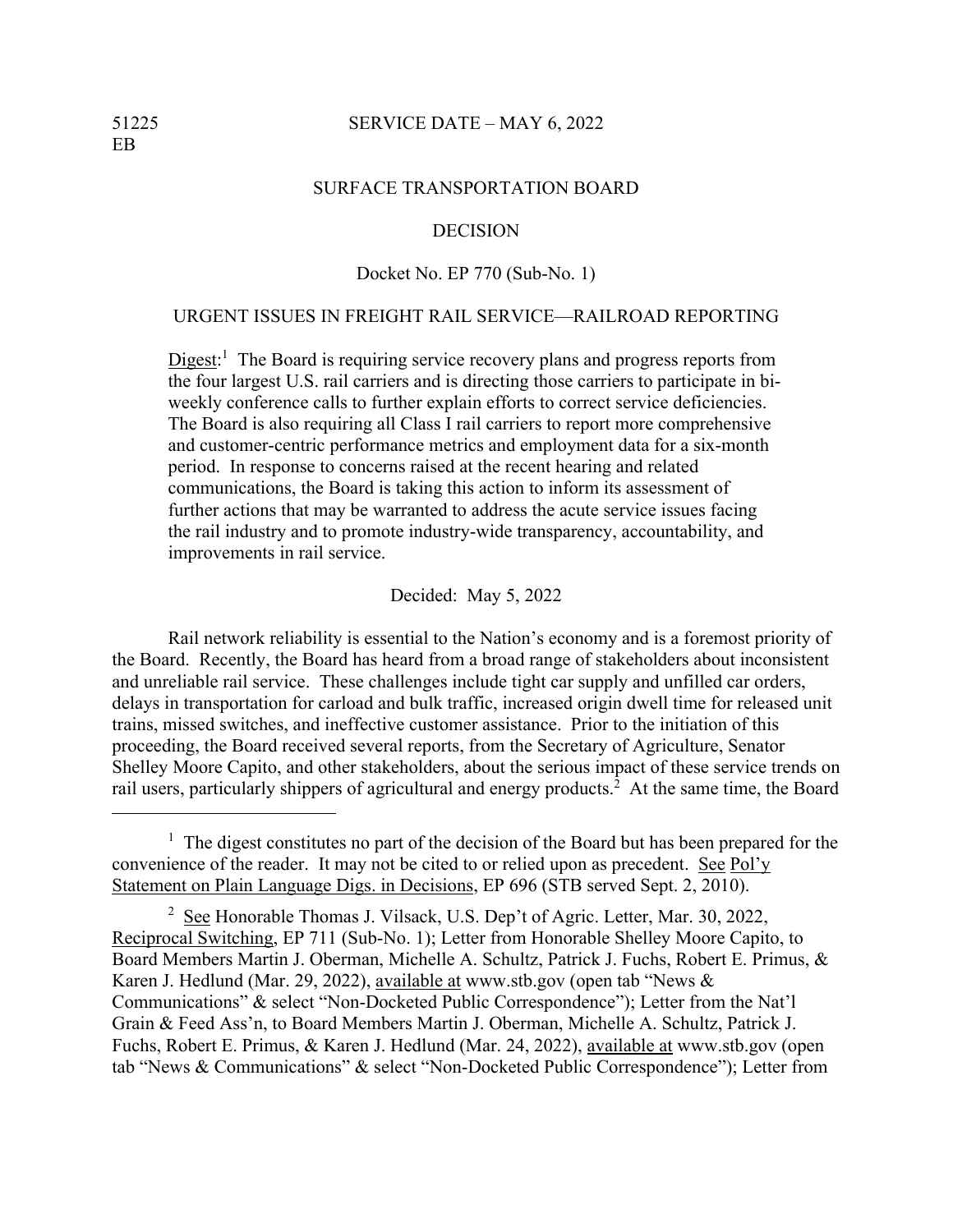51225
EB

SERVICE DATE – MAY 6, 2022

SURFACE TRANSPORTATION BOARD

DECISION

Docket No. EP 770 (Sub-No. 1)

URGENT ISSUES IN FREIGHT RAIL SERVICE—RAILROAD REPORTING

Digest:[1] The Board is requiring service recovery plans and progress reports from the four largest U.S. rail carriers and is directing those carriers to participate in bi-weekly conference calls to further explain efforts to correct service deficiencies. The Board is also requiring all Class I rail carriers to report more comprehensive and customer-centric performance metrics and employment data for a six-month period. In response to concerns raised at the recent hearing and related communications, the Board is taking this action to inform its assessment of further actions that may be warranted to address the acute service issues facing the rail industry and to promote industry-wide transparency, accountability, and improvements in rail service.

Decided: May 5, 2022

Rail network reliability is essential to the Nation's economy and is a foremost priority of the Board. Recently, the Board has heard from a broad range of stakeholders about inconsistent and unreliable rail service. These challenges include tight car supply and unfilled car orders, delays in transportation for carload and bulk traffic, increased origin dwell time for released unit trains, missed switches, and ineffective customer assistance. Prior to the initiation of this proceeding, the Board received several reports, from the Secretary of Agriculture, Senator Shelley Moore Capito, and other stakeholders, about the serious impact of these service trends on rail users, particularly shippers of agricultural and energy products.[2] At the same time, the Board

---

[1] The digest constitutes no part of the decision of the Board but has been prepared for the convenience of the reader. It may not be cited to or relied upon as precedent. See Pol'y Statement on Plain Language Digs. in Decisions, EP 696 (STB served Sept. 2, 2010).

[2] See Honorable Thomas J. Vilsack, U.S. Dep't of Agric. Letter, Mar. 30, 2022, Reciprocal Switching, EP 711 (Sub-No. 1); Letter from Honorable Shelley Moore Capito, to Board Members Martin J. Oberman, Michelle A. Schultz, Patrick J. Fuchs, Robert E. Primus, & Karen J. Hedlund (Mar. 29, 2022), available at www.stb.gov (open tab "News & Communications" & select "Non-Docketed Public Correspondence"); Letter from the Nat'l Grain & Feed Ass'n, to Board Members Martin J. Oberman, Michelle A. Schultz, Patrick J. Fuchs, Robert E. Primus, & Karen J. Hedlund (Mar. 24, 2022), available at www.stb.gov (open tab "News & Communications" & select "Non-Docketed Public Correspondence"); Letter from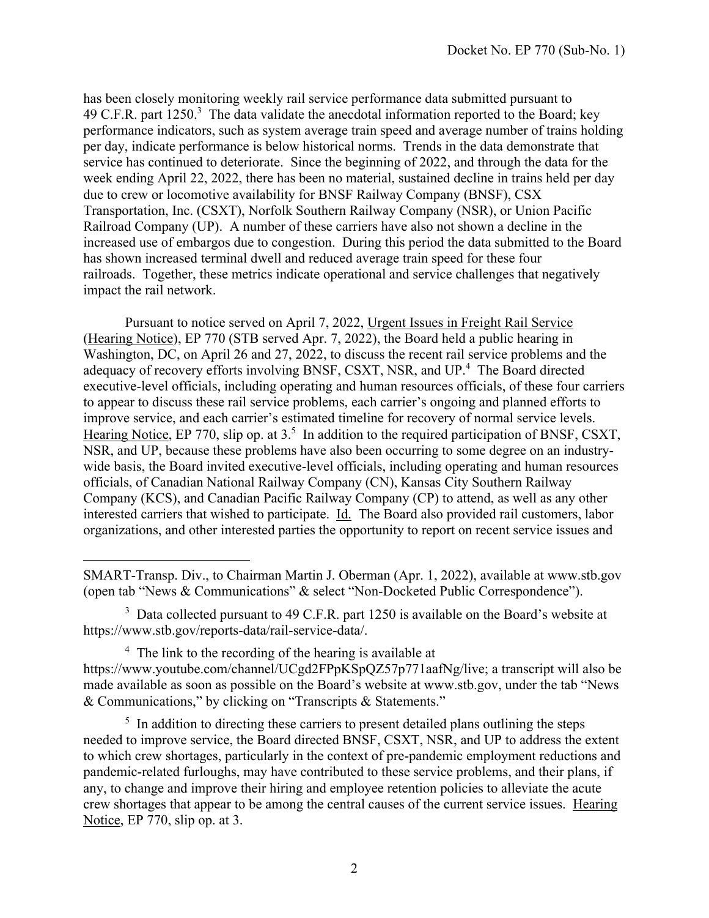has been closely monitoring weekly rail service performance data submitted pursuant to 49 C.F.R. part 1250.[3] The data validate the anecdotal information reported to the Board; key performance indicators, such as system average train speed and average number of trains holding per day, indicate performance is below historical norms. Trends in the data demonstrate that service has continued to deteriorate. Since the beginning of 2022, and through the data for the week ending April 22, 2022, there has been no material, sustained decline in trains held per day due to crew or locomotive availability for BNSF Railway Company (BNSF), CSX Transportation, Inc. (CSXT), Norfolk Southern Railway Company (NSR), or Union Pacific Railroad Company (UP). A number of these carriers have also not shown a decline in the increased use of embargos due to congestion. During this period the data submitted to the Board has shown increased terminal dwell and reduced average train speed for these four railroads. Together, these metrics indicate operational and service challenges that negatively impact the rail network.

Pursuant to notice served on April 7, 2022, Urgent Issues in Freight Rail Service (Hearing Notice), EP 770 (STB served Apr. 7, 2022), the Board held a public hearing in Washington, DC, on April 26 and 27, 2022, to discuss the recent rail service problems and the adequacy of recovery efforts involving BNSF, CSXT, NSR, and UP.[4] The Board directed executive-level officials, including operating and human resources officials, of these four carriers to appear to discuss these rail service problems, each carrier's ongoing and planned efforts to improve service, and each carrier's estimated timeline for recovery of normal service levels. Hearing Notice, EP 770, slip op. at 3.[5] In addition to the required participation of BNSF, CSXT, NSR, and UP, because these problems have also been occurring to some degree on an industry-wide basis, the Board invited executive-level officials, including operating and human resources officials, of Canadian National Railway Company (CN), Kansas City Southern Railway Company (KCS), and Canadian Pacific Railway Company (CP) to attend, as well as any other interested carriers that wished to participate. Id. The Board also provided rail customers, labor organizations, and other interested parties the opportunity to report on recent service issues and

---

SMART-Transp. Div., to Chairman Martin J. Oberman (Apr. 1, 2022), available at www.stb.gov (open tab "News & Communications" & select "Non-Docketed Public Correspondence").

[3] Data collected pursuant to 49 C.F.R. part 1250 is available on the Board's website at https://www.stb.gov/reports-data/rail-service-data/.

[4] The link to the recording of the hearing is available at https://www.youtube.com/channel/UCgd2FPpKSpQZ57p771aafNg/live; a transcript will also be made available as soon as possible on the Board's website at www.stb.gov, under the tab "News & Communications," by clicking on "Transcripts & Statements."

[5] In addition to directing these carriers to present detailed plans outlining the steps needed to improve service, the Board directed BNSF, CSXT, NSR, and UP to address the extent to which crew shortages, particularly in the context of pre-pandemic employment reductions and pandemic-related furloughs, may have contributed to these service problems, and their plans, if any, to change and improve their hiring and employee retention policies to alleviate the acute crew shortages that appear to be among the central causes of the current service issues. Hearing Notice, EP 770, slip op. at 3.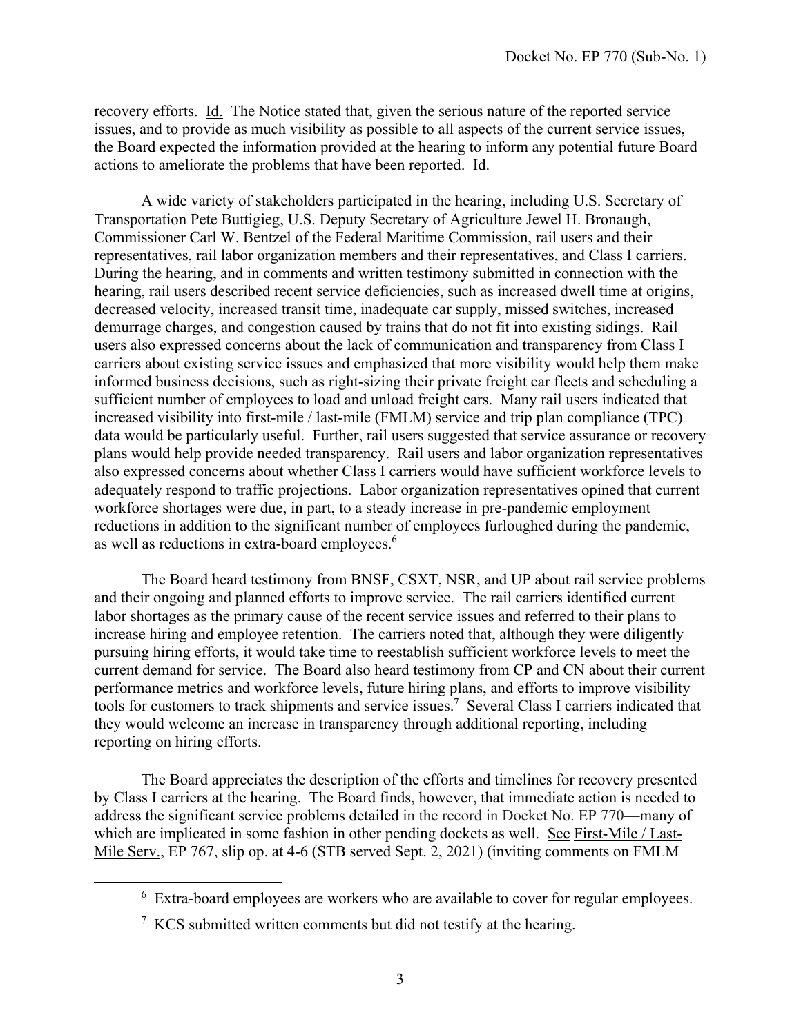recovery efforts. Id. The Notice stated that, given the serious nature of the reported service issues, and to provide as much visibility as possible to all aspects of the current service issues, the Board expected the information provided at the hearing to inform any potential future Board actions to ameliorate the problems that have been reported. Id.

A wide variety of stakeholders participated in the hearing, including U.S. Secretary of Transportation Pete Buttigieg, U.S. Deputy Secretary of Agriculture Jewel H. Bronaugh, Commissioner Carl W. Bentzel of the Federal Maritime Commission, rail users and their representatives, rail labor organization members and their representatives, and Class I carriers. During the hearing, and in comments and written testimony submitted in connection with the hearing, rail users described recent service deficiencies, such as increased dwell time at origins, decreased velocity, increased transit time, inadequate car supply, missed switches, increased demurrage charges, and congestion caused by trains that do not fit into existing sidings. Rail users also expressed concerns about the lack of communication and transparency from Class I carriers about existing service issues and emphasized that more visibility would help them make informed business decisions, such as right-sizing their private freight car fleets and scheduling a sufficient number of employees to load and unload freight cars. Many rail users indicated that increased visibility into first-mile / last-mile (FMLM) service and trip plan compliance (TPC) data would be particularly useful. Further, rail users suggested that service assurance or recovery plans would help provide needed transparency. Rail users and labor organization representatives also expressed concerns about whether Class I carriers would have sufficient workforce levels to adequately respond to traffic projections. Labor organization representatives opined that current workforce shortages were due, in part, to a steady increase in pre-pandemic employment reductions in addition to the significant number of employees furloughed during the pandemic, as well as reductions in extra-board employees.[6]

The Board heard testimony from BNSF, CSXT, NSR, and UP about rail service problems and their ongoing and planned efforts to improve service. The rail carriers identified current labor shortages as the primary cause of the recent service issues and referred to their plans to increase hiring and employee retention. The carriers noted that, although they were diligently pursuing hiring efforts, it would take time to reestablish sufficient workforce levels to meet the current demand for service. The Board also heard testimony from CP and CN about their current performance metrics and workforce levels, future hiring plans, and efforts to improve visibility tools for customers to track shipments and service issues.[7] Several Class I carriers indicated that they would welcome an increase in transparency through additional reporting, including reporting on hiring efforts.

The Board appreciates the description of the efforts and timelines for recovery presented by Class I carriers at the hearing. The Board finds, however, that immediate action is needed to address the significant service problems detailed in the record in Docket No. EP 770—many of which are implicated in some fashion in other pending dockets as well. See First-Mile / Last-Mile Serv., EP 767, slip op. at 4-6 (STB served Sept. 2, 2021) (inviting comments on FMLM

[6] Extra-board employees are workers who are available to cover for regular employees.

[7] KCS submitted written comments but did not testify at the hearing.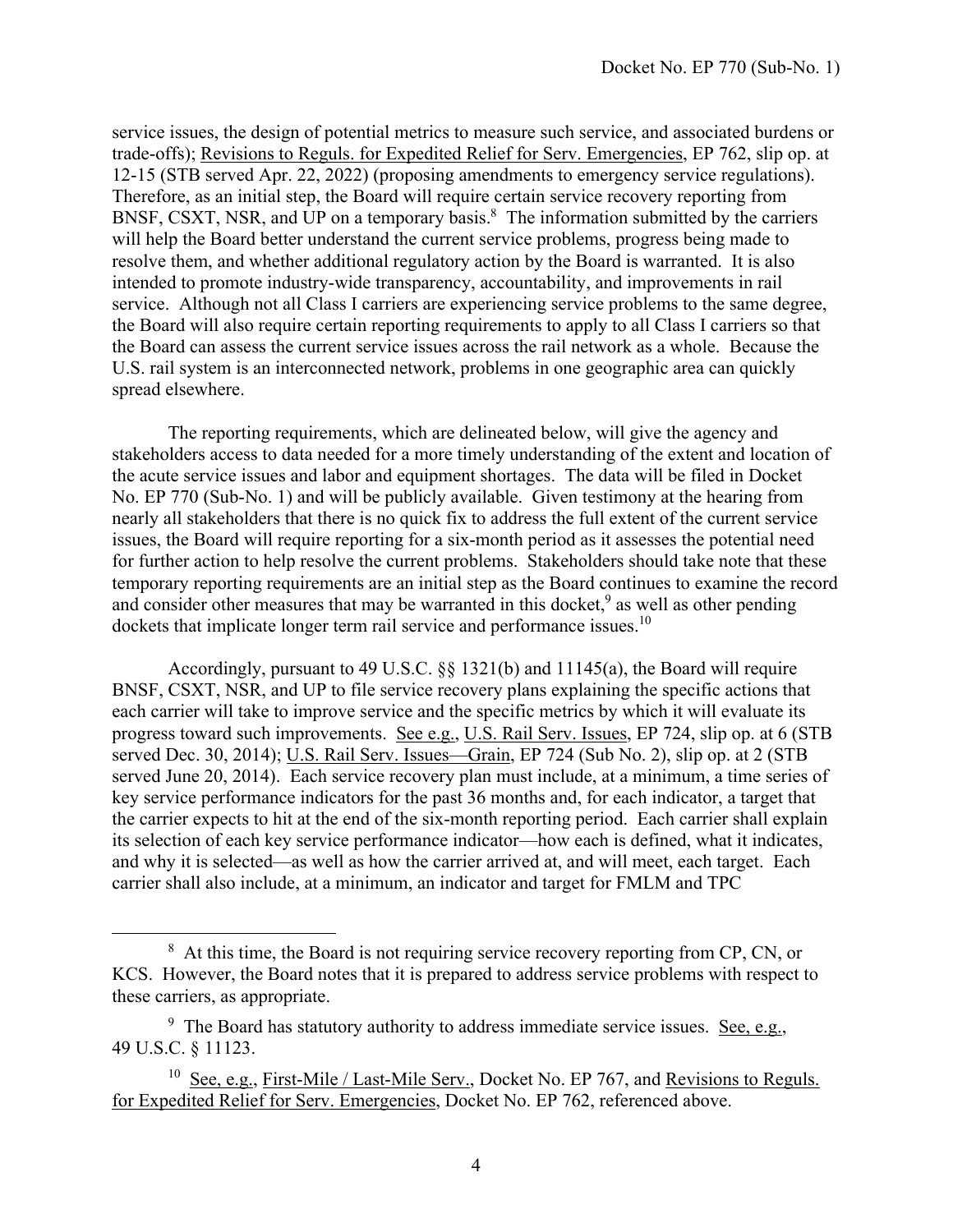service issues, the design of potential metrics to measure such service, and associated burdens or trade-offs); Revisions to Reguls. for Expedited Relief for Serv. Emergencies, EP 762, slip op. at 12-15 (STB served Apr. 22, 2022) (proposing amendments to emergency service regulations). Therefore, as an initial step, the Board will require certain service recovery reporting from BNSF, CSXT, NSR, and UP on a temporary basis.[8] The information submitted by the carriers will help the Board better understand the current service problems, progress being made to resolve them, and whether additional regulatory action by the Board is warranted. It is also intended to promote industry-wide transparency, accountability, and improvements in rail service. Although not all Class I carriers are experiencing service problems to the same degree, the Board will also require certain reporting requirements to apply to all Class I carriers so that the Board can assess the current service issues across the rail network as a whole. Because the U.S. rail system is an interconnected network, problems in one geographic area can quickly spread elsewhere.

The reporting requirements, which are delineated below, will give the agency and stakeholders access to data needed for a more timely understanding of the extent and location of the acute service issues and labor and equipment shortages. The data will be filed in Docket No. EP 770 (Sub-No. 1) and will be publicly available. Given testimony at the hearing from nearly all stakeholders that there is no quick fix to address the full extent of the current service issues, the Board will require reporting for a six-month period as it assesses the potential need for further action to help resolve the current problems. Stakeholders should take note that these temporary reporting requirements are an initial step as the Board continues to examine the record and consider other measures that may be warranted in this docket,[9] as well as other pending dockets that implicate longer term rail service and performance issues.[10]

Accordingly, pursuant to 49 U.S.C. §§ 1321(b) and 11145(a), the Board will require BNSF, CSXT, NSR, and UP to file service recovery plans explaining the specific actions that each carrier will take to improve service and the specific metrics by which it will evaluate its progress toward such improvements. See e.g., U.S. Rail Serv. Issues, EP 724, slip op. at 6 (STB served Dec. 30, 2014); U.S. Rail Serv. Issues—Grain, EP 724 (Sub No. 2), slip op. at 2 (STB served June 20, 2014). Each service recovery plan must include, at a minimum, a time series of key service performance indicators for the past 36 months and, for each indicator, a target that the carrier expects to hit at the end of the six-month reporting period. Each carrier shall explain its selection of each key service performance indicator—how each is defined, what it indicates, and why it is selected—as well as how the carrier arrived at, and will meet, each target. Each carrier shall also include, at a minimum, an indicator and target for FMLM and TPC

---

[8] At this time, the Board is not requiring service recovery reporting from CP, CN, or KCS. However, the Board notes that it is prepared to address service problems with respect to these carriers, as appropriate.

[9] The Board has statutory authority to address immediate service issues. See, e.g., 49 U.S.C. § 11123.

[10] See, e.g., First-Mile / Last-Mile Serv., Docket No. EP 767, and Revisions to Reguls. for Expedited Relief for Serv. Emergencies, Docket No. EP 762, referenced above.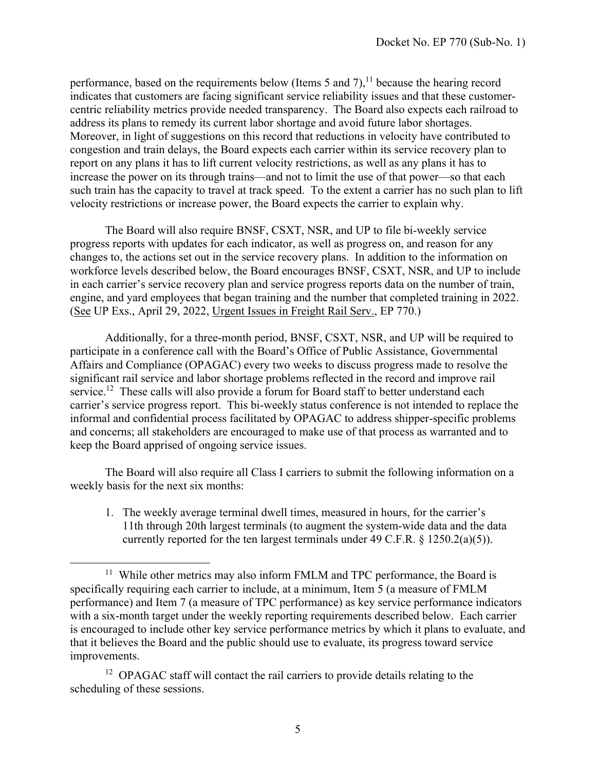performance, based on the requirements below (Items 5 and 7),[11] because the hearing record indicates that customers are facing significant service reliability issues and that these customer-centric reliability metrics provide needed transparency. The Board also expects each railroad to address its plans to remedy its current labor shortage and avoid future labor shortages. Moreover, in light of suggestions on this record that reductions in velocity have contributed to congestion and train delays, the Board expects each carrier within its service recovery plan to report on any plans it has to lift current velocity restrictions, as well as any plans it has to increase the power on its through trains—and not to limit the use of that power—so that each such train has the capacity to travel at track speed. To the extent a carrier has no such plan to lift velocity restrictions or increase power, the Board expects the carrier to explain why.

The Board will also require BNSF, CSXT, NSR, and UP to file bi-weekly service progress reports with updates for each indicator, as well as progress on, and reason for any changes to, the actions set out in the service recovery plans. In addition to the information on workforce levels described below, the Board encourages BNSF, CSXT, NSR, and UP to include in each carrier's service recovery plan and service progress reports data on the number of train, engine, and yard employees that began training and the number that completed training in 2022. (See UP Exs., April 29, 2022, Urgent Issues in Freight Rail Serv., EP 770.)

Additionally, for a three-month period, BNSF, CSXT, NSR, and UP will be required to participate in a conference call with the Board's Office of Public Assistance, Governmental Affairs and Compliance (OPAGAC) every two weeks to discuss progress made to resolve the significant rail service and labor shortage problems reflected in the record and improve rail service.[12] These calls will also provide a forum for Board staff to better understand each carrier's service progress report. This bi-weekly status conference is not intended to replace the informal and confidential process facilitated by OPAGAC to address shipper-specific problems and concerns; all stakeholders are encouraged to make use of that process as warranted and to keep the Board apprised of ongoing service issues.

The Board will also require all Class I carriers to submit the following information on a weekly basis for the next six months:

1. The weekly average terminal dwell times, measured in hours, for the carrier's 11th through 20th largest terminals (to augment the system-wide data and the data currently reported for the ten largest terminals under 49 C.F.R. § 1250.2(a)(5)).

---

[11] While other metrics may also inform FMLM and TPC performance, the Board is specifically requiring each carrier to include, at a minimum, Item 5 (a measure of FMLM performance) and Item 7 (a measure of TPC performance) as key service performance indicators with a six-month target under the weekly reporting requirements described below. Each carrier is encouraged to include other key service performance metrics by which it plans to evaluate, and that it believes the Board and the public should use to evaluate, its progress toward service improvements.

[12] OPAGAC staff will contact the rail carriers to provide details relating to the scheduling of these sessions.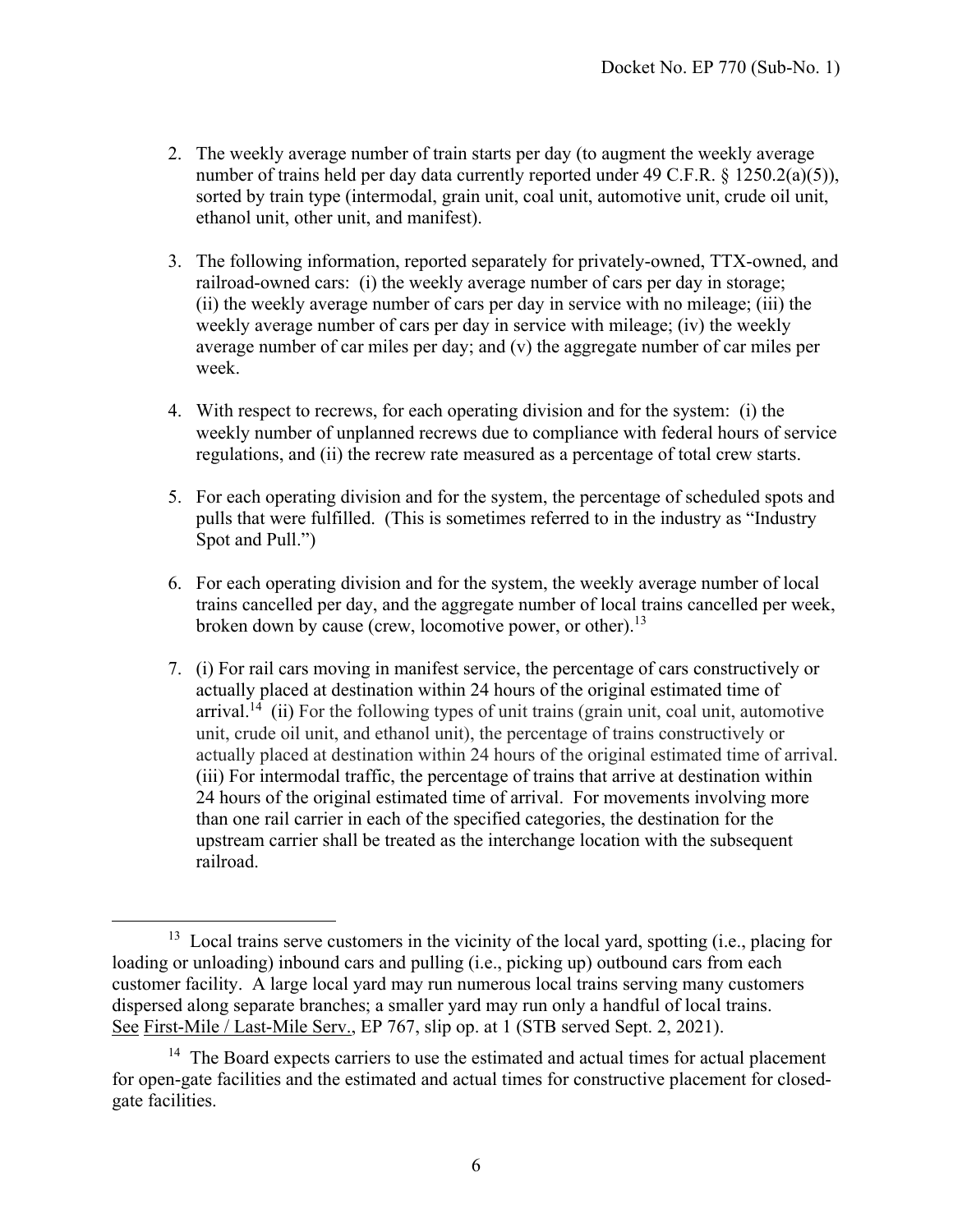2. The weekly average number of train starts per day (to augment the weekly average number of trains held per day data currently reported under 49 C.F.R. § 1250.2(a)(5)), sorted by train type (intermodal, grain unit, coal unit, automotive unit, crude oil unit, ethanol unit, other unit, and manifest).

3. The following information, reported separately for privately-owned, TTX-owned, and railroad-owned cars: (i) the weekly average number of cars per day in storage; (ii) the weekly average number of cars per day in service with no mileage; (iii) the weekly average number of cars per day in service with mileage; (iv) the weekly average number of car miles per day; and (v) the aggregate number of car miles per week.

4. With respect to recrews, for each operating division and for the system: (i) the weekly number of unplanned recrews due to compliance with federal hours of service regulations, and (ii) the recrew rate measured as a percentage of total crew starts.

5. For each operating division and for the system, the percentage of scheduled spots and pulls that were fulfilled. (This is sometimes referred to in the industry as "Industry Spot and Pull.")

6. For each operating division and for the system, the weekly average number of local trains cancelled per day, and the aggregate number of local trains cancelled per week, broken down by cause (crew, locomotive power, or other).[13]

7. (i) For rail cars moving in manifest service, the percentage of cars constructively or actually placed at destination within 24 hours of the original estimated time of arrival.[14] (ii) For the following types of unit trains (grain unit, coal unit, automotive unit, crude oil unit, and ethanol unit), the percentage of trains constructively or actually placed at destination within 24 hours of the original estimated time of arrival. (iii) For intermodal traffic, the percentage of trains that arrive at destination within 24 hours of the original estimated time of arrival. For movements involving more than one rail carrier in each of the specified categories, the destination for the upstream carrier shall be treated as the interchange location with the subsequent railroad.

---

[13] Local trains serve customers in the vicinity of the local yard, spotting (i.e., placing for loading or unloading) inbound cars and pulling (i.e., picking up) outbound cars from each customer facility. A large local yard may run numerous local trains serving many customers dispersed along separate branches; a smaller yard may run only a handful of local trains. See First-Mile / Last-Mile Serv., EP 767, slip op. at 1 (STB served Sept. 2, 2021).

[14] The Board expects carriers to use the estimated and actual times for actual placement for open-gate facilities and the estimated and actual times for constructive placement for closed-gate facilities.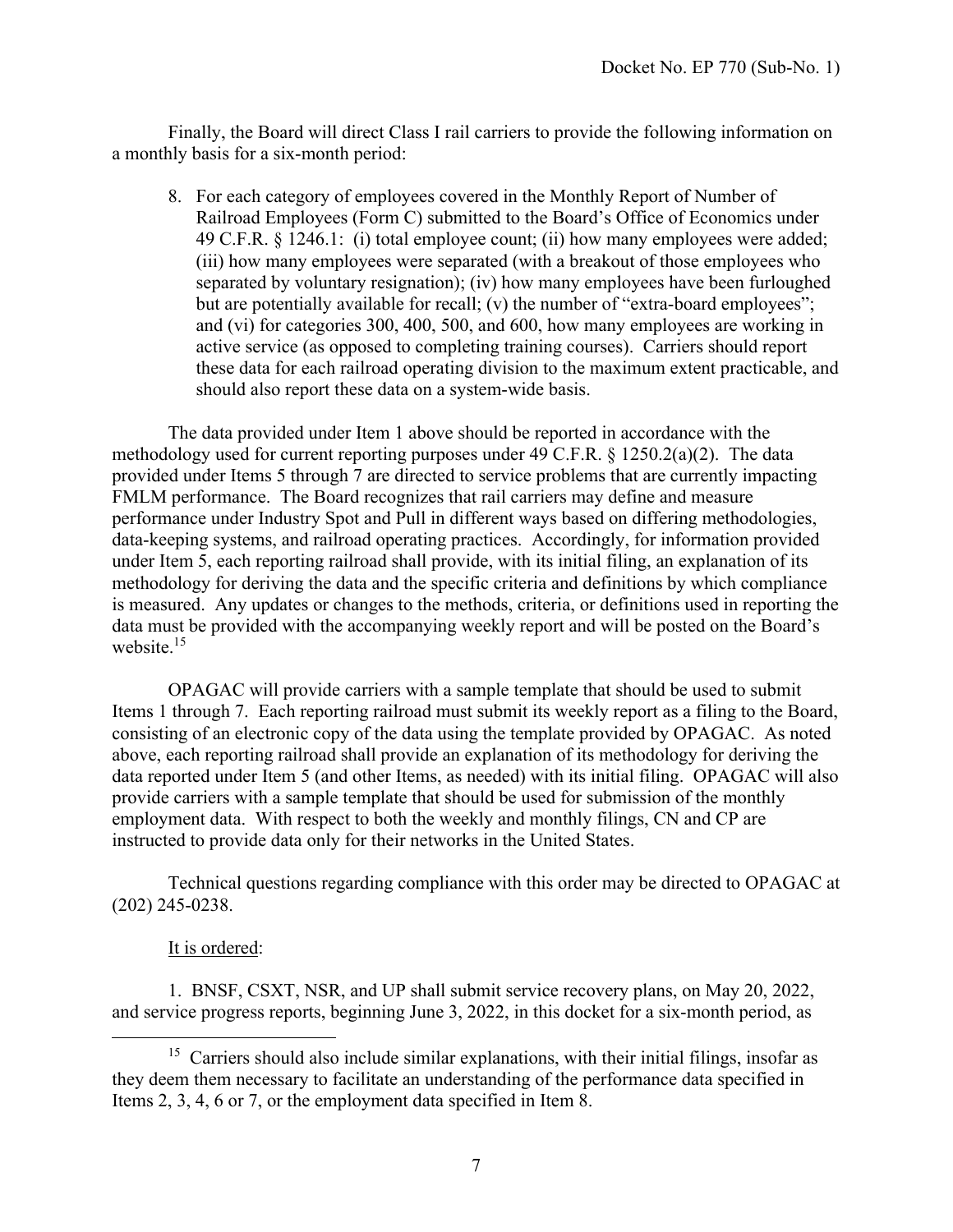Finally, the Board will direct Class I rail carriers to provide the following information on a monthly basis for a six-month period:

8. For each category of employees covered in the Monthly Report of Number of Railroad Employees (Form C) submitted to the Board's Office of Economics under 49 C.F.R. § 1246.1: (i) total employee count; (ii) how many employees were added; (iii) how many employees were separated (with a breakout of those employees who separated by voluntary resignation); (iv) how many employees have been furloughed but are potentially available for recall; (v) the number of "extra-board employees"; and (vi) for categories 300, 400, 500, and 600, how many employees are working in active service (as opposed to completing training courses). Carriers should report these data for each railroad operating division to the maximum extent practicable, and should also report these data on a system-wide basis.

The data provided under Item 1 above should be reported in accordance with the methodology used for current reporting purposes under 49 C.F.R. § 1250.2(a)(2). The data provided under Items 5 through 7 are directed to service problems that are currently impacting FMLM performance. The Board recognizes that rail carriers may define and measure performance under Industry Spot and Pull in different ways based on differing methodologies, data-keeping systems, and railroad operating practices. Accordingly, for information provided under Item 5, each reporting railroad shall provide, with its initial filing, an explanation of its methodology for deriving the data and the specific criteria and definitions by which compliance is measured. Any updates or changes to the methods, criteria, or definitions used in reporting the data must be provided with the accompanying weekly report and will be posted on the Board's website.[15]

OPAGAC will provide carriers with a sample template that should be used to submit Items 1 through 7. Each reporting railroad must submit its weekly report as a filing to the Board, consisting of an electronic copy of the data using the template provided by OPAGAC. As noted above, each reporting railroad shall provide an explanation of its methodology for deriving the data reported under Item 5 (and other Items, as needed) with its initial filing. OPAGAC will also provide carriers with a sample template that should be used for submission of the monthly employment data. With respect to both the weekly and monthly filings, CN and CP are instructed to provide data only for their networks in the United States.

Technical questions regarding compliance with this order may be directed to OPAGAC at (202) 245-0238.

It is ordered:

1. BNSF, CSXT, NSR, and UP shall submit service recovery plans, on May 20, 2022, and service progress reports, beginning June 3, 2022, in this docket for a six-month period, as

---

[15] Carriers should also include similar explanations, with their initial filings, insofar as they deem them necessary to facilitate an understanding of the performance data specified in Items 2, 3, 4, 6 or 7, or the employment data specified in Item 8.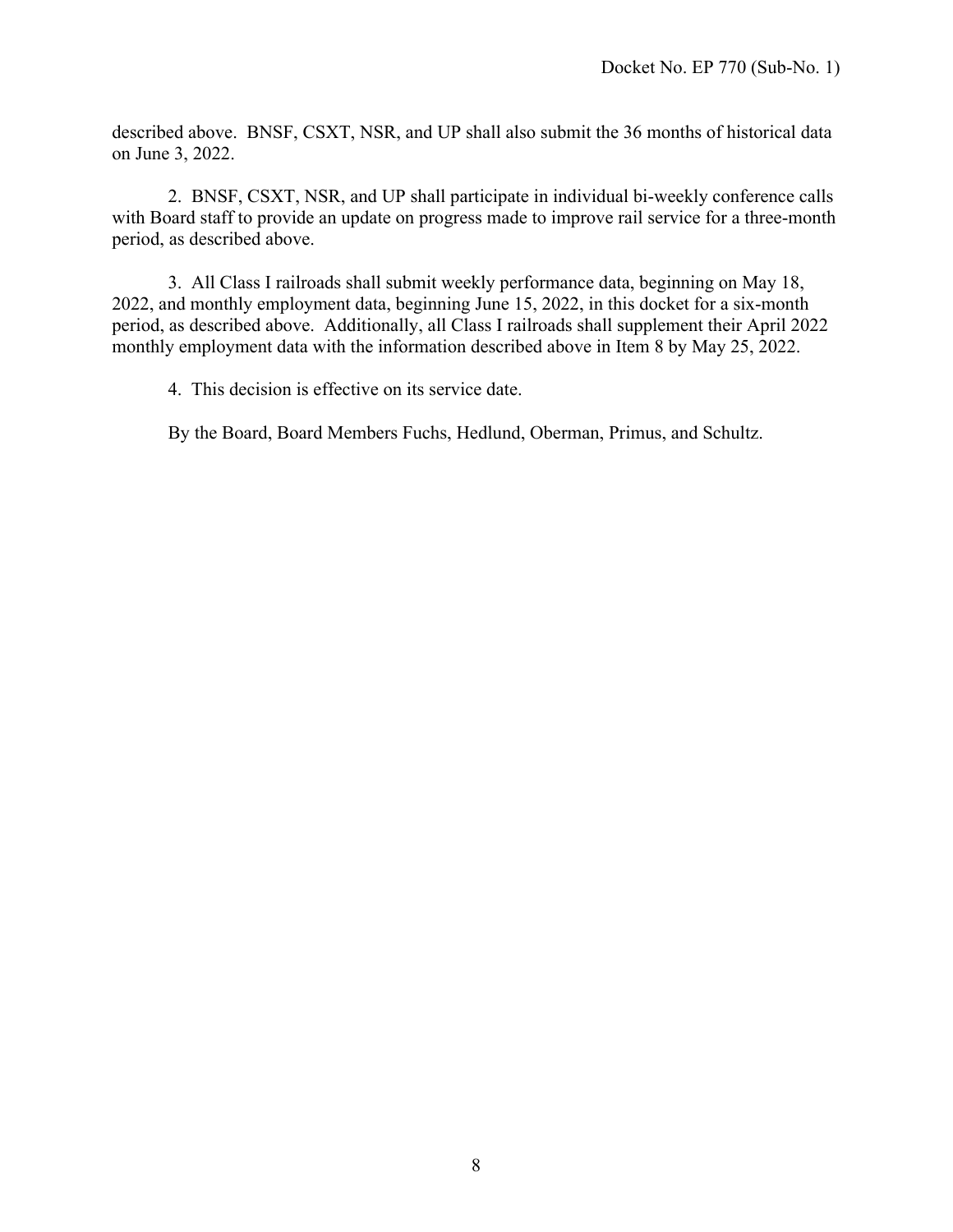described above. BNSF, CSXT, NSR, and UP shall also submit the 36 months of historical data on June 3, 2022.

2. BNSF, CSXT, NSR, and UP shall participate in individual bi-weekly conference calls with Board staff to provide an update on progress made to improve rail service for a three-month period, as described above.

3. All Class I railroads shall submit weekly performance data, beginning on May 18, 2022, and monthly employment data, beginning June 15, 2022, in this docket for a six-month period, as described above. Additionally, all Class I railroads shall supplement their April 2022 monthly employment data with the information described above in Item 8 by May 25, 2022.

4. This decision is effective on its service date.

By the Board, Board Members Fuchs, Hedlund, Oberman, Primus, and Schultz.